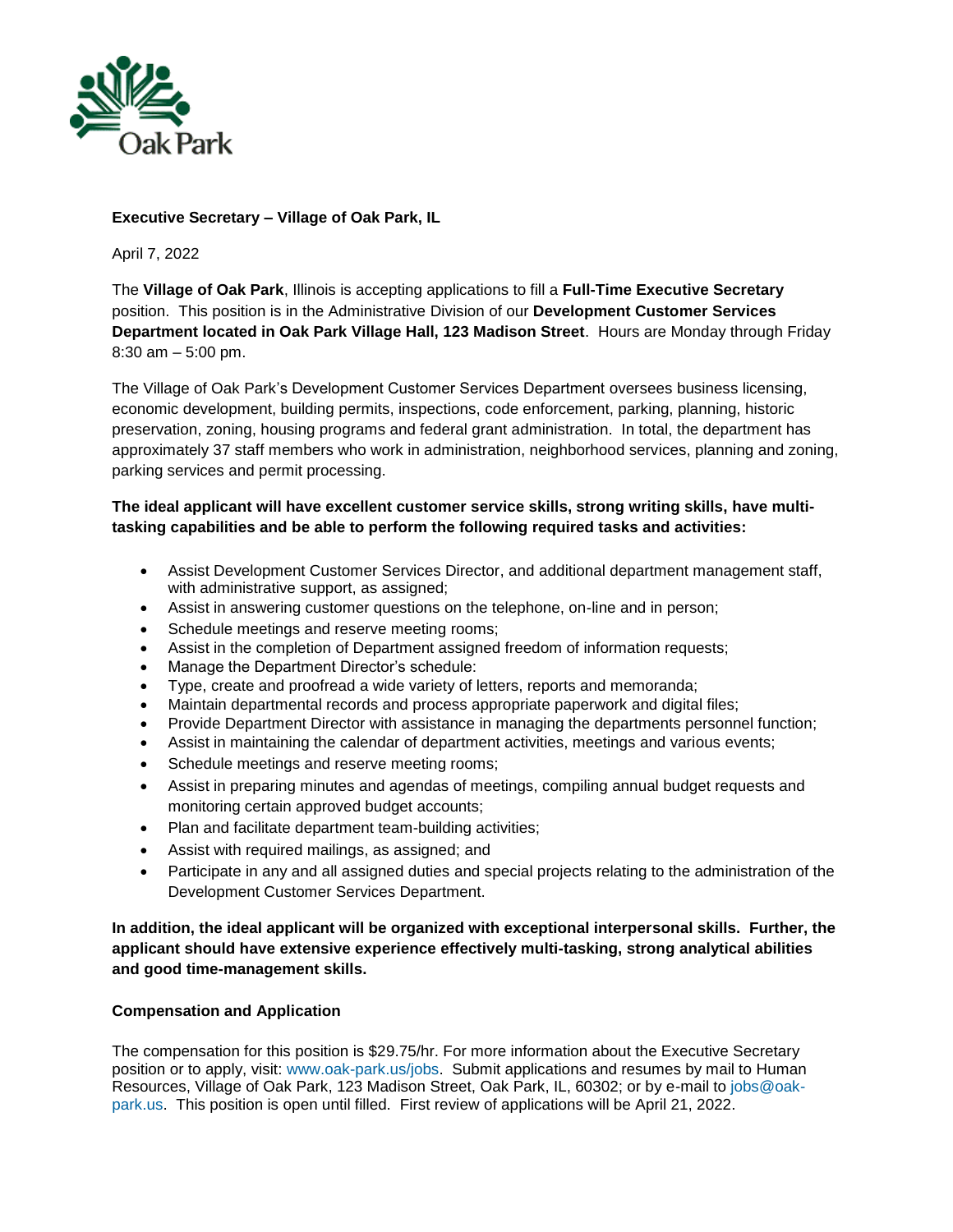Oak Park

**Executive Secretary – Village of Oak Park, IL**

April 7, 2022

The **Village of Oak Park**, Illinois is accepting applications to fill a **Full-Time Executive Secretary** position. This position is in the Administrative Division of our **Development Customer Services Department located in Oak Park Village Hall, 123 Madison Street**. Hours are Monday through Friday 8:30 am – 5:00 pm.

The Village of Oak Park's Development Customer Services Department oversees business licensing, economic development, building permits, inspections, code enforcement, parking, planning, historic preservation, zoning, housing programs and federal grant administration. In total, the department has approximately 37 staff members who work in administration, neighborhood services, planning and zoning, parking services and permit processing.

**The ideal applicant will have excellent customer service skills, strong writing skills, have multi-tasking capabilities and be able to perform the following required tasks and activities:**

- Assist Development Customer Services Director, and additional department management staff, with administrative support, as assigned;
- Assist in answering customer questions on the telephone, on-line and in person;
- Schedule meetings and reserve meeting rooms;
- Assist in the completion of Department assigned freedom of information requests;
- Manage the Department Director's schedule:
- Type, create and proofread a wide variety of letters, reports and memoranda;
- Maintain departmental records and process appropriate paperwork and digital files;
- Provide Department Director with assistance in managing the departments personnel function;
- Assist in maintaining the calendar of department activities, meetings and various events;
- Schedule meetings and reserve meeting rooms;
- Assist in preparing minutes and agendas of meetings, compiling annual budget requests and monitoring certain approved budget accounts;
- Plan and facilitate department team-building activities;
- Assist with required mailings, as assigned; and
- Participate in any and all assigned duties and special projects relating to the administration of the Development Customer Services Department.

**In addition, the ideal applicant will be organized with exceptional interpersonal skills. Further, the applicant should have extensive experience effectively multi-tasking, strong analytical abilities and good time-management skills.**

**Compensation and Application**

The compensation for this position is $29.75/hr. For more information about the Executive Secretary position or to apply, visit: www.oak-park.us/jobs. Submit applications and resumes by mail to Human Resources, Village of Oak Park, 123 Madison Street, Oak Park, IL, 60302; or by e-mail to jobs@oak-park.us. This position is open until filled. First review of applications will be April 21, 2022.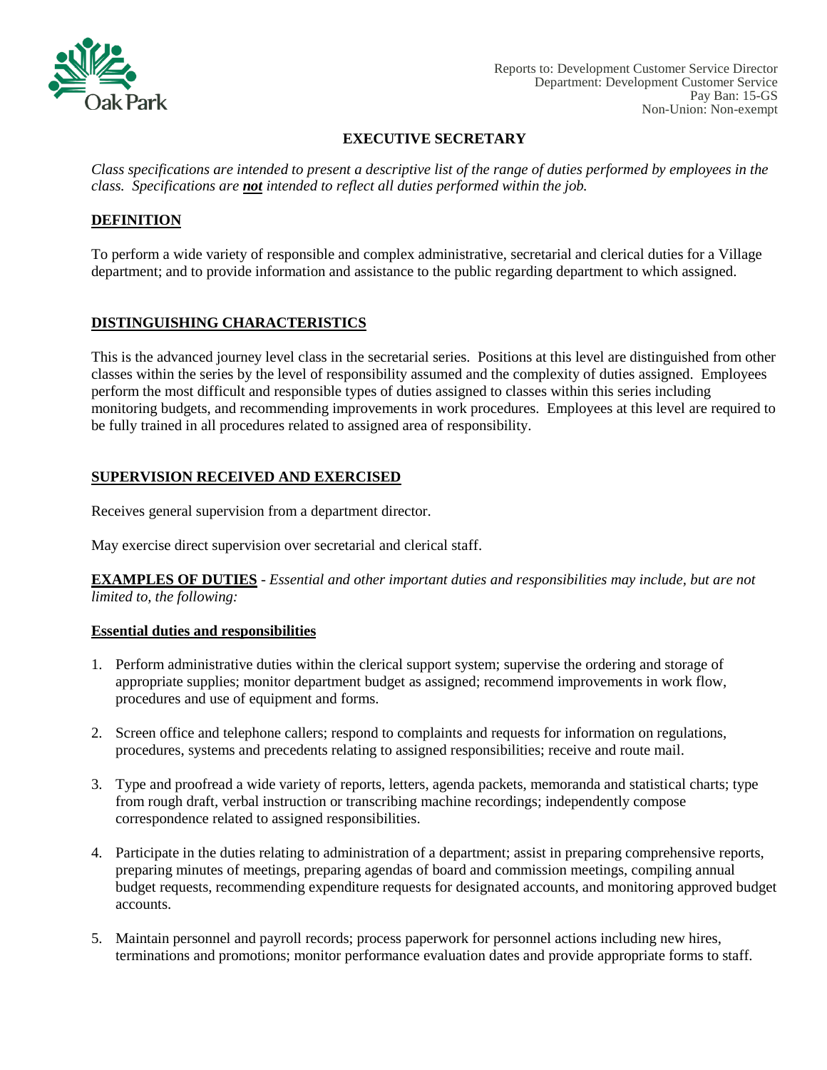Reports to: Development Customer Service Director
Department: Development Customer Service
Pay Ban: 15-GS
Non-Union: Non-exempt

# EXECUTIVE SECRETARY

*Class specifications are intended to present a descriptive list of the range of duties performed by employees in the class. Specifications are **not** intended to reflect all duties performed within the job.*

## DEFINITION

To perform a wide variety of responsible and complex administrative, secretarial and clerical duties for a Village department; and to provide information and assistance to the public regarding department to which assigned.

## DISTINGUISHING CHARACTERISTICS

This is the advanced journey level class in the secretarial series. Positions at this level are distinguished from other classes within the series by the level of responsibility assumed and the complexity of duties assigned. Employees perform the most difficult and responsible types of duties assigned to classes within this series including monitoring budgets, and recommending improvements in work procedures. Employees at this level are required to be fully trained in all procedures related to assigned area of responsibility.

## SUPERVISION RECEIVED AND EXERCISED

Receives general supervision from a department director.

May exercise direct supervision over secretarial and clerical staff.

**EXAMPLES OF DUTIES** - *Essential and other important duties and responsibilities may include, but are not limited to, the following:*

### Essential duties and responsibilities

1. Perform administrative duties within the clerical support system; supervise the ordering and storage of appropriate supplies; monitor department budget as assigned; recommend improvements in work flow, procedures and use of equipment and forms.

2. Screen office and telephone callers; respond to complaints and requests for information on regulations, procedures, systems and precedents relating to assigned responsibilities; receive and route mail.

3. Type and proofread a wide variety of reports, letters, agenda packets, memoranda and statistical charts; type from rough draft, verbal instruction or transcribing machine recordings; independently compose correspondence related to assigned responsibilities.

4. Participate in the duties relating to administration of a department; assist in preparing comprehensive reports, preparing minutes of meetings, preparing agendas of board and commission meetings, compiling annual budget requests, recommending expenditure requests for designated accounts, and monitoring approved budget accounts.

5. Maintain personnel and payroll records; process paperwork for personnel actions including new hires, terminations and promotions; monitor performance evaluation dates and provide appropriate forms to staff.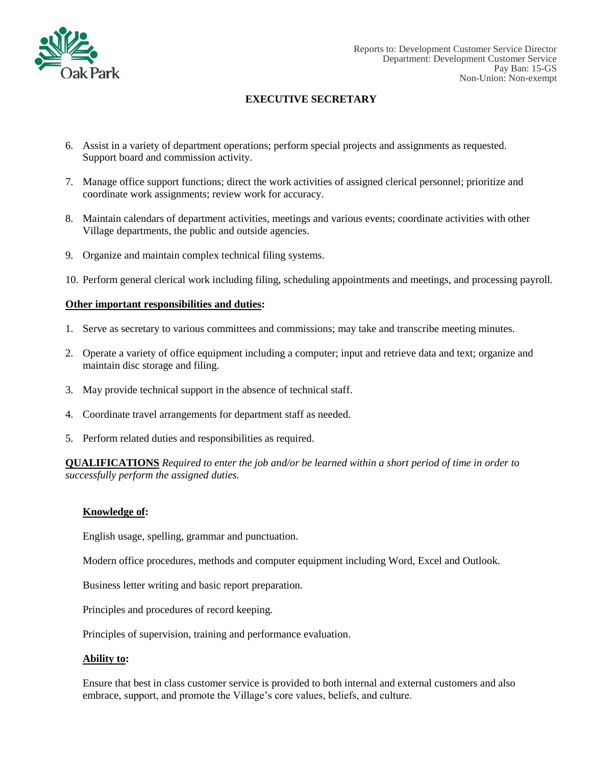Reports to: Development Customer Service Director
Department: Development Customer Service
Pay Ban: 15-GS
Non-Union: Non-exempt

# EXECUTIVE SECRETARY

6. Assist in a variety of department operations; perform special projects and assignments as requested. Support board and commission activity.

7. Manage office support functions; direct the work activities of assigned clerical personnel; prioritize and coordinate work assignments; review work for accuracy.

8. Maintain calendars of department activities, meetings and various events; coordinate activities with other Village departments, the public and outside agencies.

9. Organize and maintain complex technical filing systems.

10. Perform general clerical work including filing, scheduling appointments and meetings, and processing payroll.

**Other important responsibilities and duties:**

1. Serve as secretary to various committees and commissions; may take and transcribe meeting minutes.

2. Operate a variety of office equipment including a computer; input and retrieve data and text; organize and maintain disc storage and filing.

3. May provide technical support in the absence of technical staff.

4. Coordinate travel arrangements for department staff as needed.

5. Perform related duties and responsibilities as required.

**QUALIFICATIONS** *Required to enter the job and/or be learned within a short period of time in order to successfully perform the assigned duties.*

**Knowledge of:**

English usage, spelling, grammar and punctuation.

Modern office procedures, methods and computer equipment including Word, Excel and Outlook.

Business letter writing and basic report preparation.

Principles and procedures of record keeping.

Principles of supervision, training and performance evaluation.

**Ability to:**

Ensure that best in class customer service is provided to both internal and external customers and also embrace, support, and promote the Village's core values, beliefs, and culture.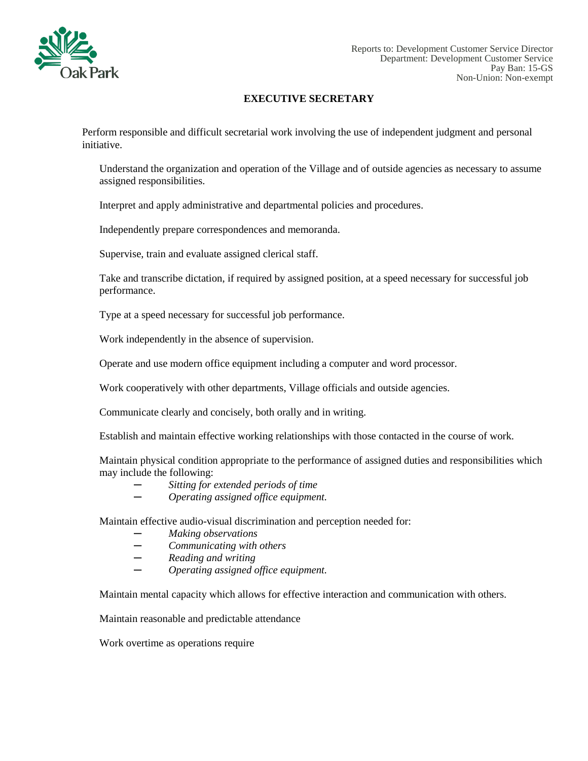Reports to: Development Customer Service Director
Department: Development Customer Service
Pay Ban: 15-GS
Non-Union: Non-exempt

**EXECUTIVE SECRETARY**

Perform responsible and difficult secretarial work involving the use of independent judgment and personal initiative.

Understand the organization and operation of the Village and of outside agencies as necessary to assume assigned responsibilities.

Interpret and apply administrative and departmental policies and procedures.

Independently prepare correspondences and memoranda.

Supervise, train and evaluate assigned clerical staff.

Take and transcribe dictation, if required by assigned position, at a speed necessary for successful job performance.

Type at a speed necessary for successful job performance.

Work independently in the absence of supervision.

Operate and use modern office equipment including a computer and word processor.

Work cooperatively with other departments, Village officials and outside agencies.

Communicate clearly and concisely, both orally and in writing.

Establish and maintain effective working relationships with those contacted in the course of work.

Maintain physical condition appropriate to the performance of assigned duties and responsibilities which may include the following:

- *Sitting for extended periods of time*
- *Operating assigned office equipment.*

Maintain effective audio-visual discrimination and perception needed for:

- *Making observations*
- *Communicating with others*
- *Reading and writing*
- *Operating assigned office equipment.*

Maintain mental capacity which allows for effective interaction and communication with others.

Maintain reasonable and predictable attendance

Work overtime as operations require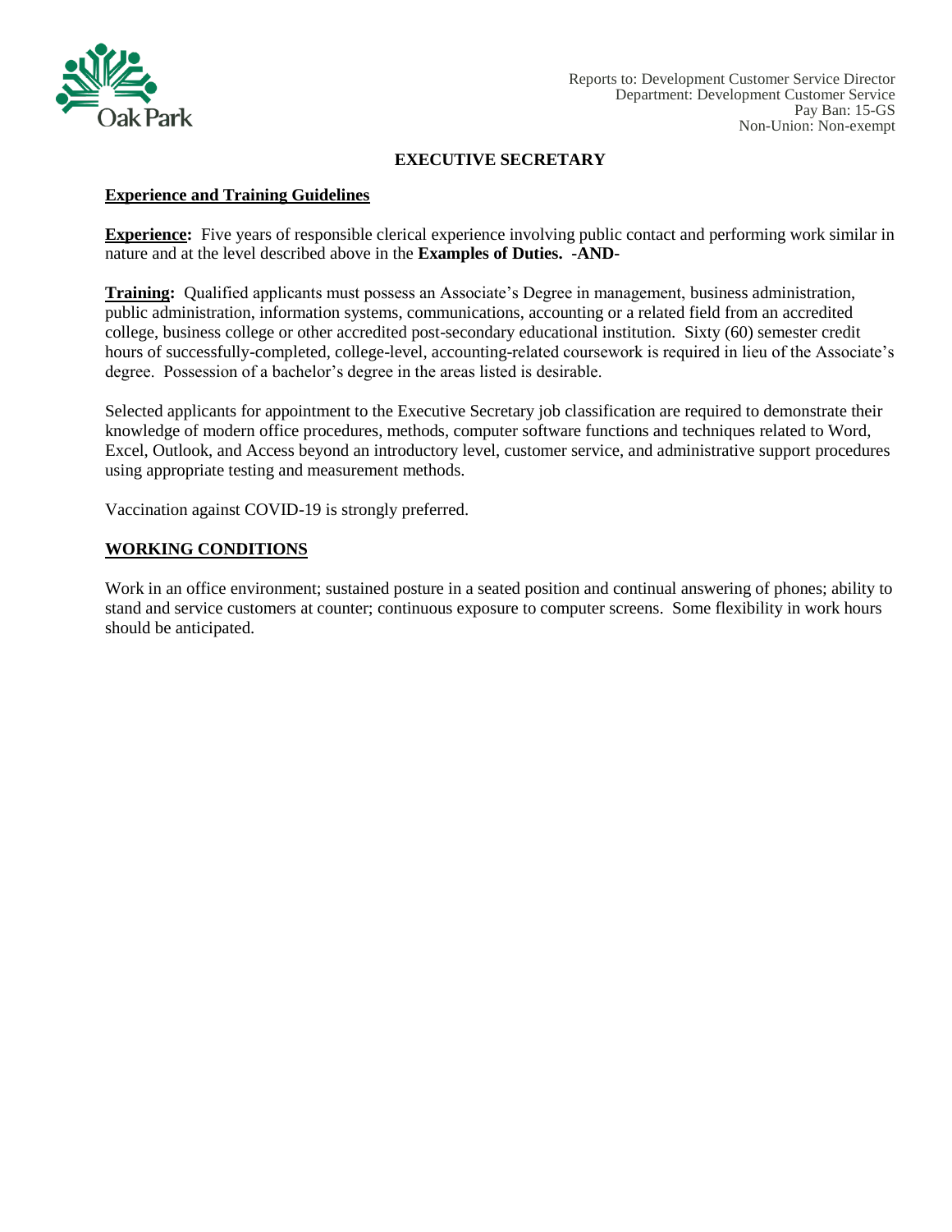Reports to: Development Customer Service Director
Department: Development Customer Service
Pay Ban: 15-GS
Non-Union: Non-exempt

# EXECUTIVE SECRETARY

## Experience and Training Guidelines

**Experience:** Five years of responsible clerical experience involving public contact and performing work similar in nature and at the level described above in the **Examples of Duties. -AND-**

**Training:** Qualified applicants must possess an Associate's Degree in management, business administration, public administration, information systems, communications, accounting or a related field from an accredited college, business college or other accredited post-secondary educational institution. Sixty (60) semester credit hours of successfully-completed, college-level, accounting-related coursework is required in lieu of the Associate's degree. Possession of a bachelor's degree in the areas listed is desirable.

Selected applicants for appointment to the Executive Secretary job classification are required to demonstrate their knowledge of modern office procedures, methods, computer software functions and techniques related to Word, Excel, Outlook, and Access beyond an introductory level, customer service, and administrative support procedures using appropriate testing and measurement methods.

Vaccination against COVID-19 is strongly preferred.

## WORKING CONDITIONS

Work in an office environment; sustained posture in a seated position and continual answering of phones; ability to stand and service customers at counter; continuous exposure to computer screens. Some flexibility in work hours should be anticipated.